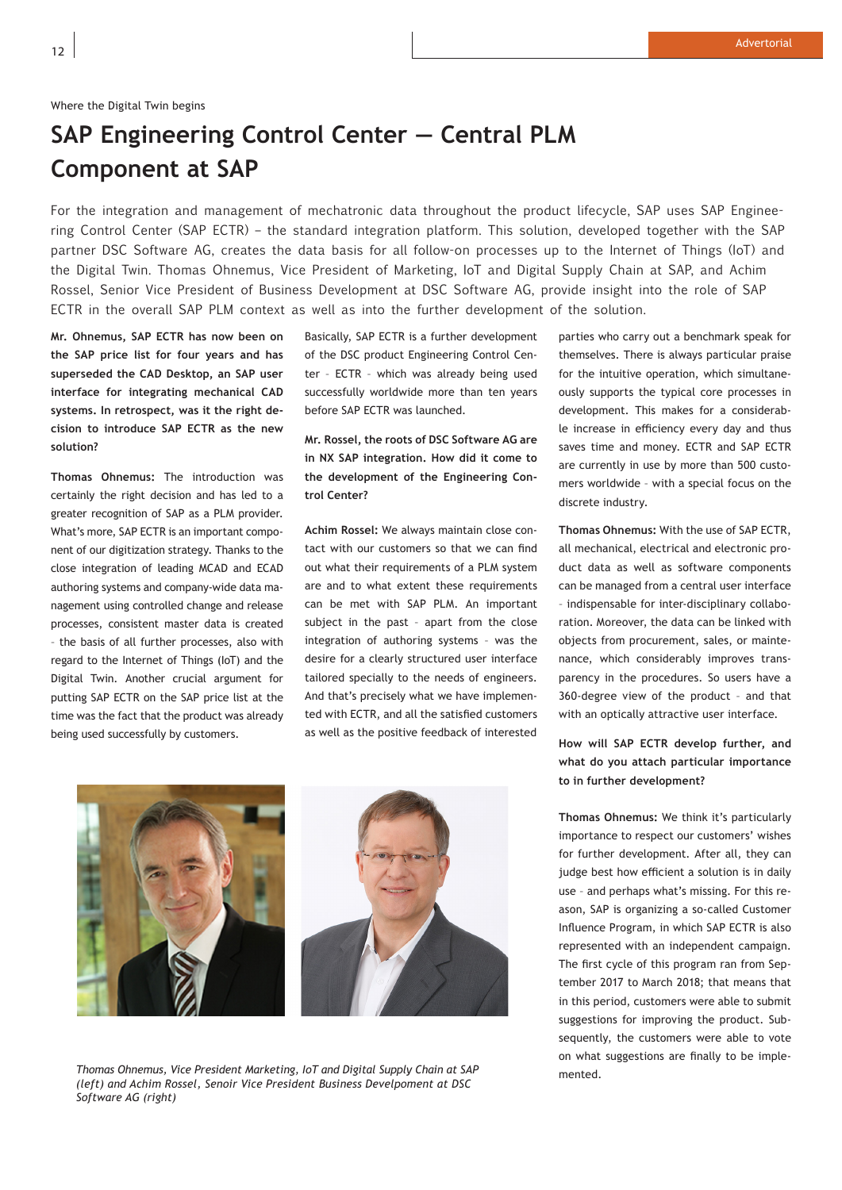Where the Digital Twin begins

# SAP Engineering Control Center – Central PLM Component at SAP

For the integration and management of mechatronic data throughout the product lifecycle, SAP uses SAP Engineering Control Center (SAP ECTR) – the standard integration platform. This solution, developed together with the SAP partner DSC Software AG, creates the data basis for all follow-on processes up to the Internet of Things (IoT) and the Digital Twin. Thomas Ohnemus, Vice President of Marketing, IoT and Digital Supply Chain at SAP, and Achim Rossel, Senior Vice President of Business Development at DSC Software AG, provide insight into the role of SAP ECTR in the overall SAP PLM context as well as into the further development of the solution.

**Mr. Ohnemus, SAP ECTR has now been on the SAP price list for four years and has superseded the CAD Desktop, an SAP user interface for integrating mechanical CAD systems. In retrospect, was it the right decision to introduce SAP ECTR as the new solution?**

**Thomas Ohnemus:** The introduction was certainly the right decision and has led to a greater recognition of SAP as a PLM provider. What's more, SAP ECTR is an important component of our digitization strategy. Thanks to the close integration of leading MCAD and ECAD authoring systems and company-wide data management using controlled change and release processes, consistent master data is created - the basis of all further processes, also with regard to the Internet of Things (IoT) and the Digital Twin. Another crucial argument for putting SAP ECTR on the SAP price list at the time was the fact that the product was already being used successfully by customers. Basically, SAP ECTR is a further development of the DSC product Engineering Control Center - ECTR - which was already being used successfully worldwide more than ten years before SAP ECTR was launched.

**Mr. Rossel, the roots of DSC Software AG are in NX SAP integration. How did it come to the development of the Engineering Control Center?**

**Achim Rossel:** We always maintain close contact with our customers so that we can find out what their requirements of a PLM system are and to what extent these requirements can be met with SAP PLM. An important subject in the past - apart from the close integration of authoring systems - was the desire for a clearly structured user interface tailored specially to the needs of engineers. And that's precisely what we have implemented with ECTR, and all the satisfied customers as well as the positive feedback of interested parties who carry out a benchmark speak for themselves. There is always particular praise for the intuitive operation, which simultaneously supports the typical core processes in development. This makes for a considerable increase in efficiency every day and thus saves time and money. ECTR and SAP ECTR are currently in use by more than 500 customers worldwide - with a special focus on the discrete industry.

**Thomas Ohnemus:** With the use of SAP ECTR, all mechanical, electrical and electronic product data as well as software components can be managed from a central user interface - indispensable for inter-disciplinary collaboration. Moreover, the data can be linked with objects from procurement, sales, or maintenance, which considerably improves transparency in the procedures. So users have a 360-degree view of the product - and that with an optically attractive user interface.

**How will SAP ECTR develop further, and what do you attach particular importance to in further development?**

**Thomas Ohnemus:** We think it's particularly importance to respect our customers' wishes for further development. After all, they can judge best how efficient a solution is in daily use - and perhaps what's missing. For this reason, SAP is organizing a so-called Customer Influence Program, in which SAP ECTR is also represented with an independent campaign. The first cycle of this program ran from September 2017 to March 2018; that means that in this period, customers were able to submit suggestions for improving the product. Subsequently, the customers were able to vote on what suggestions are finally to be implemented.

*Thomas Ohnemus, Vice President Marketing, IoT and Digital Supply Chain at SAP (left) and Achim Rossel, Senoir Vice President Business Develpoment at DSC Software AG (right)*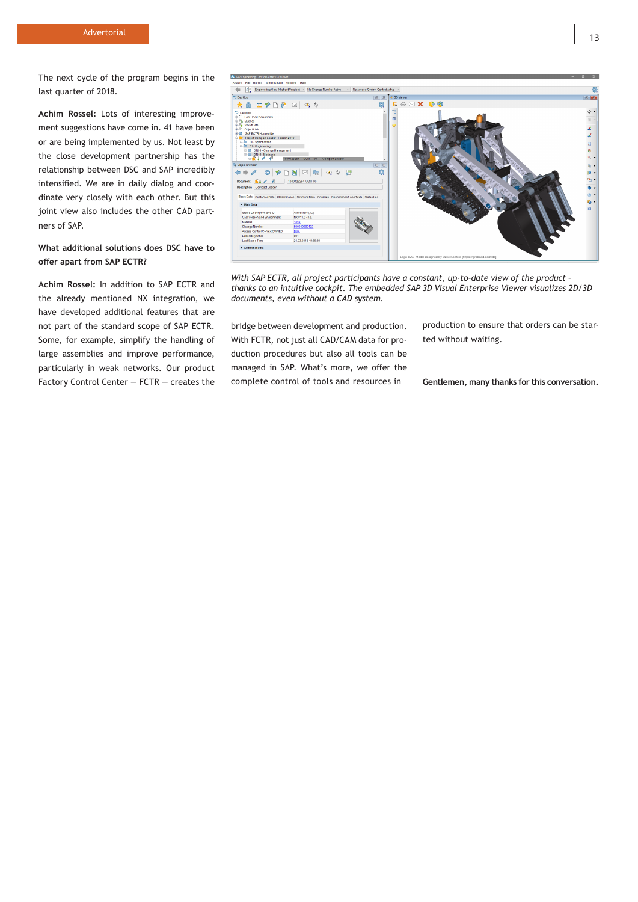The next cycle of the program begins in the last quarter of 2018.

**Achim Rossel:** Lots of interesting improvement suggestions have come in. 41 have been or are being implemented by us. Not least by the close development partnership has the relationship between DSC and SAP incredibly intensified. We are in daily dialog and coordinate very closely with each other. But this joint view also includes the other CAD partners of SAP.

**What additional solutions does DSC have to offer apart from SAP ECTR?**

**Achim Rossel:** In addition to SAP ECTR and the already mentioned NX integration, we have developed additional features that are not part of the standard scope of SAP ECTR. Some, for example, simplify the handling of large assemblies and improve performance, particularly in weak networks. Our product Factory Control Center – FCTR – creates the bridge between development and production. With FCTR, not just all CAD/CAM data for production procedures but also all tools can be managed in SAP. What's more, we offer the complete control of tools and resources in production to ensure that orders can be started without waiting.

**Gentlemen, many thanks for this conversation.**

*With SAP ECTR, all project participants have a constant, up-to-date view of the product – thanks to an intuitive cockpit. The embedded SAP 3D Visual Enterprise Viewer visualizes 2D/3D documents, even without a CAD system.*